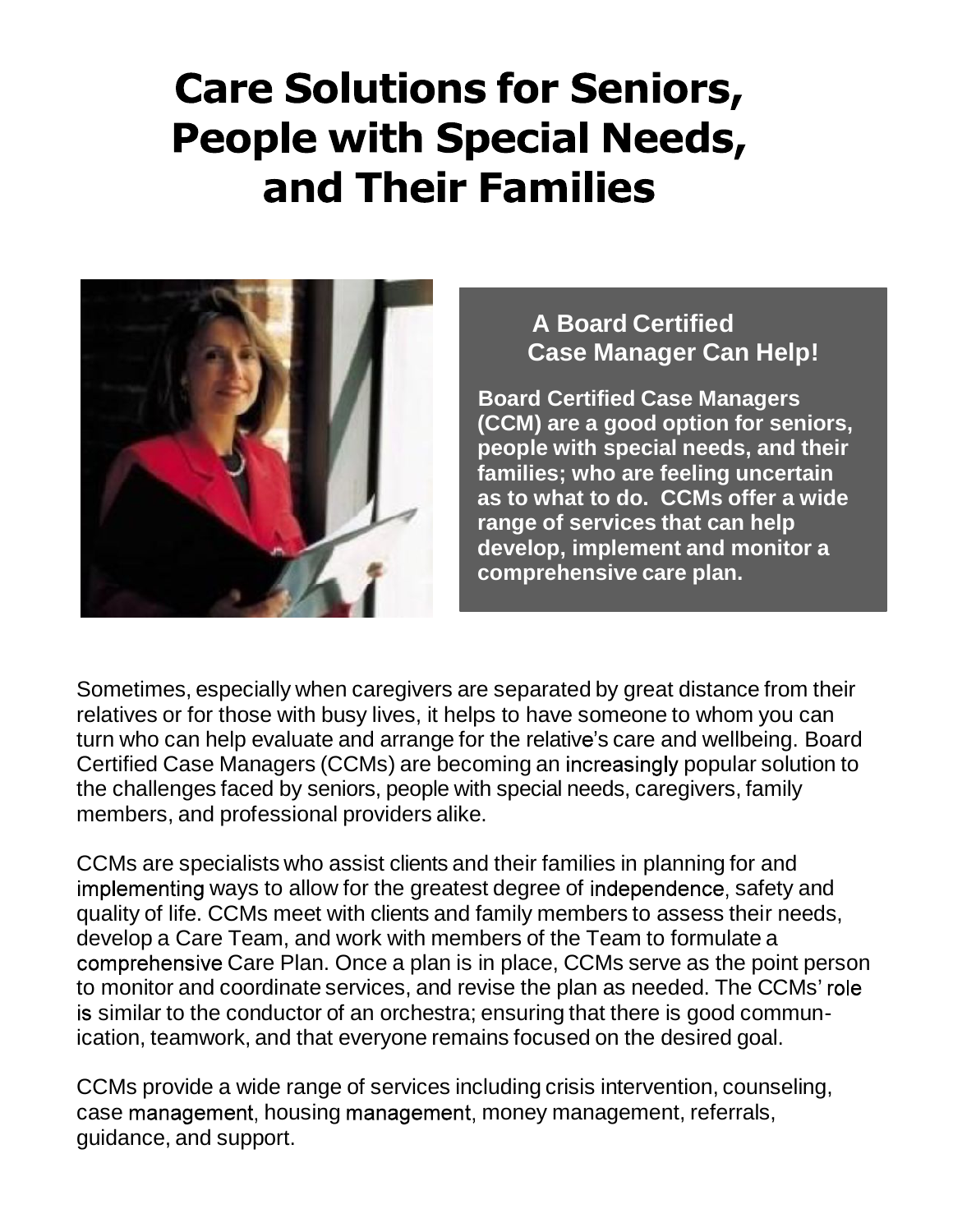# Care Solutions for Seniors, People with Special Needs, and Their Families

### A Board Certified Case Manager Can Help!

**Board Certified Case Managers (CCM) are a good option for seniors, people with special needs, and their families; who are feeling uncertain as to what to do. CCMs offer a wide range of services that can help develop, implement and monitor a comprehensive care plan.**

Sometimes, especially when caregivers are separated by great distance from their relatives or for those with busy lives, it helps to have someone to whom you can turn who can help evaluate and arrange for the relative's care and wellbeing. Board Certified Case Managers (CCMs) are becoming an increasingly popular solution to the challenges faced by seniors, people with special needs, caregivers, family members, and professional providers alike.

CCMs are specialists who assist clients and their families in planning for and implementing ways to allow for the greatest degree of independence, safety and quality of life. CCMs meet with clients and family members to assess their needs, develop a Care Team, and work with members of the Team to formulate a comprehensive Care Plan. Once a plan is in place, CCMs serve as the point person to monitor and coordinate services, and revise the plan as needed. The CCMs' role is similar to the conductor of an orchestra; ensuring that there is good communication, teamwork, and that everyone remains focused on the desired goal.

CCMs provide a wide range of services including crisis intervention, counseling, case management, housing management, money management, referrals, guidance, and support.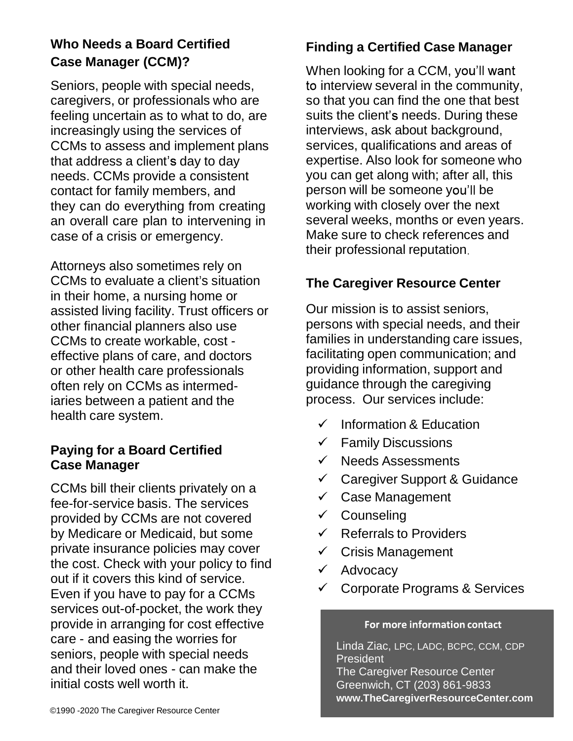## Who Needs a Board Certified Case Manager (CCM)?

Seniors, people with special needs, caregivers, or professionals who are feeling uncertain as to what to do, are increasingly using the services of CCMs to assess and implement plans that address a client's day to day needs. CCMs provide a consistent contact for family members, and they can do everything from creating an overall care plan to intervening in case of a crisis or emergency.

Attorneys also sometimes rely on CCMs to evaluate a client's situation in their home, a nursing home or assisted living facility. Trust officers or other financial planners also use CCMs to create workable, cost - effective plans of care, and doctors or other health care professionals often rely on CCMs as intermediaries between a patient and the health care system.

## Paying for a Board Certified Case Manager

CCMs bill their clients privately on a fee-for-service basis. The services provided by CCMs are not covered by Medicare or Medicaid, but some private insurance policies may cover the cost. Check with your policy to find out if it covers this kind of service. Even if you have to pay for a CCMs services out-of-pocket, the work they provide in arranging for cost effective care - and easing the worries for seniors, people with special needs and their loved ones - can make the initial costs well worth it.

## Finding a Certified Case Manager

When looking for a CCM, you'll want to interview several in the community, so that you can find the one that best suits the client's needs. During these interviews, ask about background, services, qualifications and areas of expertise. Also look for someone who you can get along with; after all, this person will be someone you'll be working with closely over the next several weeks, months or even years. Make sure to check references and their professional reputation.

## The Caregiver Resource Center

Our mission is to assist seniors, persons with special needs, and their families in understanding care issues, facilitating open communication; and providing information, support and guidance through the caregiving process. Our services include:

- ✓ Information & Education
- ✓ Family Discussions
- ✓ Needs Assessments
- ✓ Caregiver Support & Guidance
- ✓ Case Management
- ✓ Counseling
- ✓ Referrals to Providers
- ✓ Crisis Management
- ✓ Advocacy
- ✓ Corporate Programs & Services

**For more information contact**

Linda Ziac, LPC, LADC, BCPC, CCM, CDP
President
The Caregiver Resource Center
Greenwich, CT (203) 861-9833
**www.TheCaregiverResourceCenter.com**

©1990 -2020 The Caregiver Resource Center